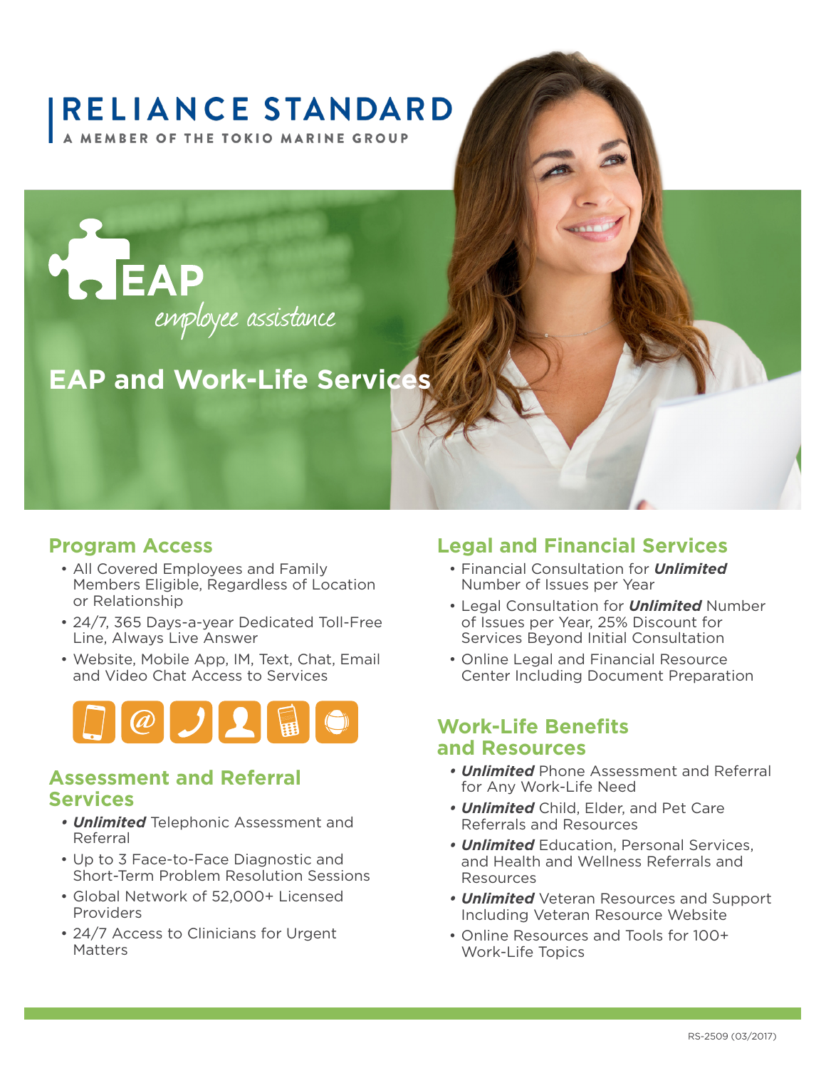# RELIANCE STANDARD

A MEMBER OF THE TOKIO MARINE GROUP

EAP
employee assistance

## EAP and Work-Life Services

### Program Access

- All Covered Employees and Family Members Eligible, Regardless of Location or Relationship
- 24/7, 365 Days-a-year Dedicated Toll-Free Line, Always Live Answer
- Website, Mobile App, IM, Text, Chat, Email and Video Chat Access to Services

### Assessment and Referral Services

- ***Unlimited*** Telephonic Assessment and Referral
- Up to 3 Face-to-Face Diagnostic and Short-Term Problem Resolution Sessions
- Global Network of 52,000+ Licensed Providers
- 24/7 Access to Clinicians for Urgent Matters

### Legal and Financial Services

- Financial Consultation for ***Unlimited*** Number of Issues per Year
- Legal Consultation for ***Unlimited*** Number of Issues per Year, 25% Discount for Services Beyond Initial Consultation
- Online Legal and Financial Resource Center Including Document Preparation

### Work-Life Benefits and Resources

- ***Unlimited*** Phone Assessment and Referral for Any Work-Life Need
- ***Unlimited*** Child, Elder, and Pet Care Referrals and Resources
- ***Unlimited*** Education, Personal Services, and Health and Wellness Referrals and Resources
- ***Unlimited*** Veteran Resources and Support Including Veteran Resource Website
- Online Resources and Tools for 100+ Work-Life Topics

RS-2509 (03/2017)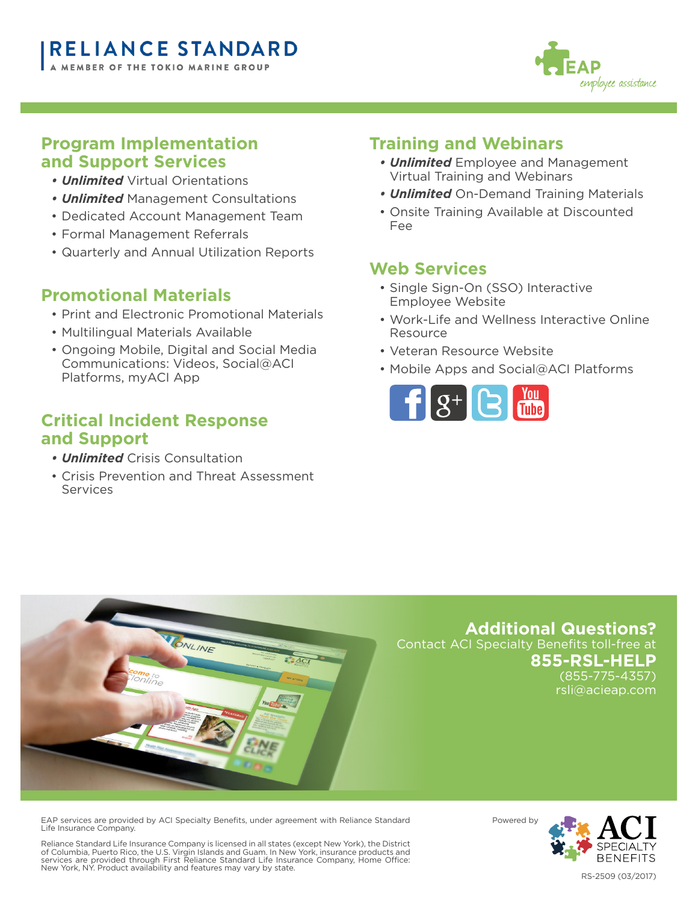RELIANCE STANDARD
A MEMBER OF THE TOKIO MARINE GROUP

EAP employee assistance

## Program Implementation and Support Services

- ***Unlimited*** Virtual Orientations
- ***Unlimited*** Management Consultations
- Dedicated Account Management Team
- Formal Management Referrals
- Quarterly and Annual Utilization Reports

## Promotional Materials

- Print and Electronic Promotional Materials
- Multilingual Materials Available
- Ongoing Mobile, Digital and Social Media Communications: Videos, Social@ACI Platforms, myACI App

## Critical Incident Response and Support

- ***Unlimited*** Crisis Consultation
- Crisis Prevention and Threat Assessment Services

## Training and Webinars

- ***Unlimited*** Employee and Management Virtual Training and Webinars
- ***Unlimited*** On-Demand Training Materials
- Onsite Training Available at Discounted Fee

## Web Services

- Single Sign-On (SSO) Interactive Employee Website
- Work-Life and Wellness Interactive Online Resource
- Veteran Resource Website
- Mobile Apps and Social@ACI Platforms

## Additional Questions?

Contact ACI Specialty Benefits toll-free at

**855-RSL-HELP**

(855-775-4357)

rsli@acieap.com

EAP services are provided by ACI Specialty Benefits, under agreement with Reliance Standard Life Insurance Company.

Reliance Standard Life Insurance Company is licensed in all states (except New York), the District of Columbia, Puerto Rico, the U.S. Virgin Islands and Guam. In New York, insurance products and services are provided through First Reliance Standard Life Insurance Company, Home Office: New York, NY. Product availability and features may vary by state.

Powered by ACI SPECIALTY BENEFITS

RS-2509 (03/2017)